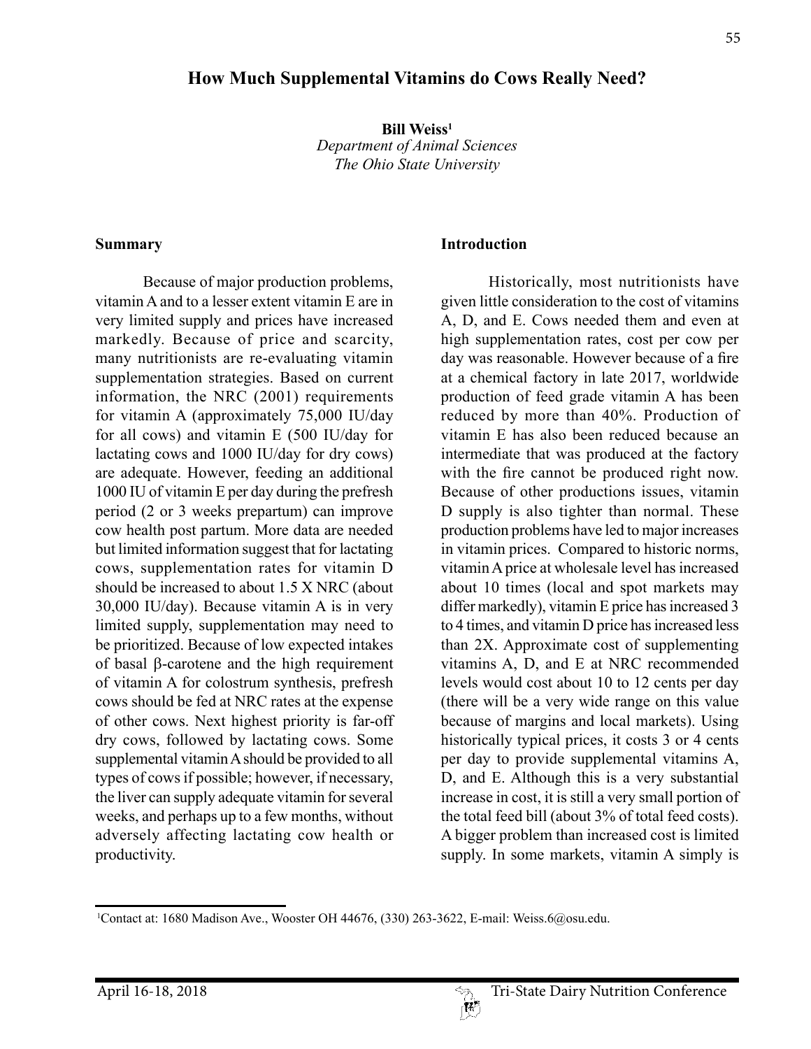# How Much Supplemental Vitamins do Cows Really Need?

**Bill Weiss**[1]
*Department of Animal Sciences*
*The Ohio State University*

## Summary

Because of major production problems, vitamin A and to a lesser extent vitamin E are in very limited supply and prices have increased markedly. Because of price and scarcity, many nutritionists are re-evaluating vitamin supplementation strategies. Based on current information, the NRC (2001) requirements for vitamin A (approximately 75,000 IU/day for all cows) and vitamin E (500 IU/day for lactating cows and 1000 IU/day for dry cows) are adequate. However, feeding an additional 1000 IU of vitamin E per day during the prefresh period (2 or 3 weeks prepartum) can improve cow health post partum. More data are needed but limited information suggest that for lactating cows, supplementation rates for vitamin D should be increased to about 1.5 X NRC (about 30,000 IU/day). Because vitamin A is in very limited supply, supplementation may need to be prioritized. Because of low expected intakes of basal β-carotene and the high requirement of vitamin A for colostrum synthesis, prefresh cows should be fed at NRC rates at the expense of other cows. Next highest priority is far-off dry cows, followed by lactating cows. Some supplemental vitamin A should be provided to all types of cows if possible; however, if necessary, the liver can supply adequate vitamin for several weeks, and perhaps up to a few months, without adversely affecting lactating cow health or productivity.

## Introduction

Historically, most nutritionists have given little consideration to the cost of vitamins A, D, and E. Cows needed them and even at high supplementation rates, cost per cow per day was reasonable. However because of a fire at a chemical factory in late 2017, worldwide production of feed grade vitamin A has been reduced by more than 40%. Production of vitamin E has also been reduced because an intermediate that was produced at the factory with the fire cannot be produced right now. Because of other productions issues, vitamin D supply is also tighter than normal. These production problems have led to major increases in vitamin prices. Compared to historic norms, vitamin A price at wholesale level has increased about 10 times (local and spot markets may differ markedly), vitamin E price has increased 3 to 4 times, and vitamin D price has increased less than 2X. Approximate cost of supplementing vitamins A, D, and E at NRC recommended levels would cost about 10 to 12 cents per day (there will be a very wide range on this value because of margins and local markets). Using historically typical prices, it costs 3 or 4 cents per day to provide supplemental vitamins A, D, and E. Although this is a very substantial increase in cost, it is still a very small portion of the total feed bill (about 3% of total feed costs). A bigger problem than increased cost is limited supply. In some markets, vitamin A simply is

[1]Contact at: 1680 Madison Ave., Wooster OH 44676, (330) 263-3622, E-mail: Weiss.6@osu.edu.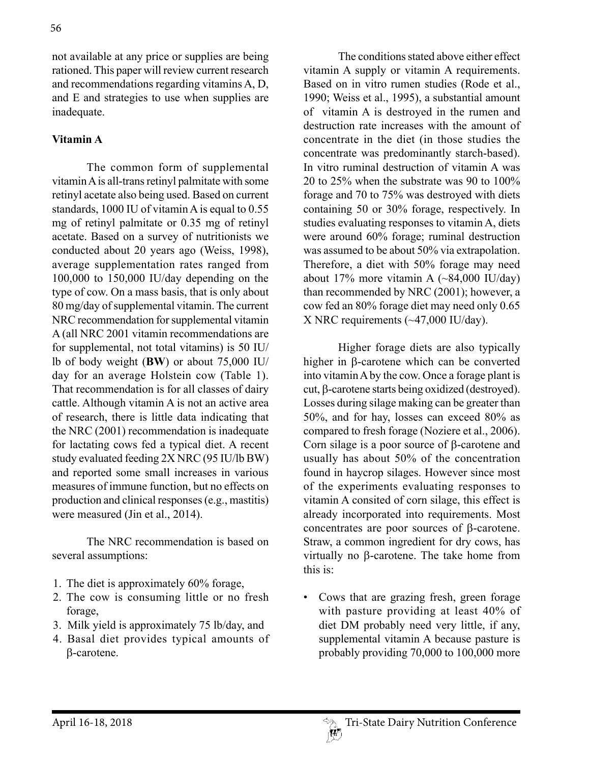not available at any price or supplies are being rationed. This paper will review current research and recommendations regarding vitamins A, D, and E and strategies to use when supplies are inadequate.

## Vitamin A

The common form of supplemental vitamin A is all-trans retinyl palmitate with some retinyl acetate also being used. Based on current standards, 1000 IU of vitamin A is equal to 0.55 mg of retinyl palmitate or 0.35 mg of retinyl acetate. Based on a survey of nutritionists we conducted about 20 years ago (Weiss, 1998), average supplementation rates ranged from 100,000 to 150,000 IU/day depending on the type of cow. On a mass basis, that is only about 80 mg/day of supplemental vitamin. The current NRC recommendation for supplemental vitamin A (all NRC 2001 vitamin recommendations are for supplemental, not total vitamins) is 50 IU/lb of body weight (**BW**) or about 75,000 IU/day for an average Holstein cow (Table 1). That recommendation is for all classes of dairy cattle. Although vitamin A is not an active area of research, there is little data indicating that the NRC (2001) recommendation is inadequate for lactating cows fed a typical diet. A recent study evaluated feeding 2X NRC (95 IU/lb BW) and reported some small increases in various measures of immune function, but no effects on production and clinical responses (e.g., mastitis) were measured (Jin et al., 2014).

The NRC recommendation is based on several assumptions:

1. The diet is approximately 60% forage,
2. The cow is consuming little or no fresh forage,
3. Milk yield is approximately 75 lb/day, and
4. Basal diet provides typical amounts of β-carotene.

The conditions stated above either effect vitamin A supply or vitamin A requirements. Based on in vitro rumen studies (Rode et al., 1990; Weiss et al., 1995), a substantial amount of vitamin A is destroyed in the rumen and destruction rate increases with the amount of concentrate in the diet (in those studies the concentrate was predominantly starch-based). In vitro ruminal destruction of vitamin A was 20 to 25% when the substrate was 90 to 100% forage and 70 to 75% was destroyed with diets containing 50 or 30% forage, respectively. In studies evaluating responses to vitamin A, diets were around 60% forage; ruminal destruction was assumed to be about 50% via extrapolation. Therefore, a diet with 50% forage may need about 17% more vitamin A (~84,000 IU/day) than recommended by NRC (2001); however, a cow fed an 80% forage diet may need only 0.65 X NRC requirements (~47,000 IU/day).

Higher forage diets are also typically higher in β-carotene which can be converted into vitamin A by the cow. Once a forage plant is cut, β-carotene starts being oxidized (destroyed). Losses during silage making can be greater than 50%, and for hay, losses can exceed 80% as compared to fresh forage (Noziere et al., 2006). Corn silage is a poor source of β-carotene and usually has about 50% of the concentration found in haycrop silages. However since most of the experiments evaluating responses to vitamin A consited of corn silage, this effect is already incorporated into requirements. Most concentrates are poor sources of β-carotene. Straw, a common ingredient for dry cows, has virtually no β-carotene. The take home from this is:

- Cows that are grazing fresh, green forage with pasture providing at least 40% of diet DM probably need very little, if any, supplemental vitamin A because pasture is probably providing 70,000 to 100,000 more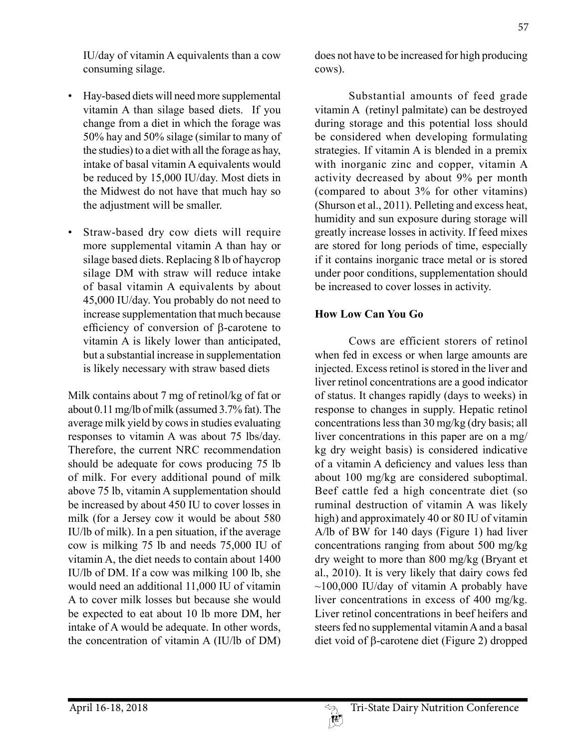IU/day of vitamin A equivalents than a cow consuming silage.

- Hay-based diets will need more supplemental vitamin A than silage based diets. If you change from a diet in which the forage was 50% hay and 50% silage (similar to many of the studies) to a diet with all the forage as hay, intake of basal vitamin A equivalents would be reduced by 15,000 IU/day. Most diets in the Midwest do not have that much hay so the adjustment will be smaller.

- Straw-based dry cow diets will require more supplemental vitamin A than hay or silage based diets. Replacing 8 lb of haycrop silage DM with straw will reduce intake of basal vitamin A equivalents by about 45,000 IU/day. You probably do not need to increase supplementation that much because efficiency of conversion of β-carotene to vitamin A is likely lower than anticipated, but a substantial increase in supplementation is likely necessary with straw based diets

Milk contains about 7 mg of retinol/kg of fat or about 0.11 mg/lb of milk (assumed 3.7% fat). The average milk yield by cows in studies evaluating responses to vitamin A was about 75 lbs/day. Therefore, the current NRC recommendation should be adequate for cows producing 75 lb of milk. For every additional pound of milk above 75 lb, vitamin A supplementation should be increased by about 450 IU to cover losses in milk (for a Jersey cow it would be about 580 IU/lb of milk). In a pen situation, if the average cow is milking 75 lb and needs 75,000 IU of vitamin A, the diet needs to contain about 1400 IU/lb of DM. If a cow was milking 100 lb, she would need an additional 11,000 IU of vitamin A to cover milk losses but because she would be expected to eat about 10 lb more DM, her intake of A would be adequate. In other words, the concentration of vitamin A (IU/lb of DM) does not have to be increased for high producing cows).

Substantial amounts of feed grade vitamin A (retinyl palmitate) can be destroyed during storage and this potential loss should be considered when developing formulating strategies. If vitamin A is blended in a premix with inorganic zinc and copper, vitamin A activity decreased by about 9% per month (compared to about 3% for other vitamins) (Shurson et al., 2011). Pelleting and excess heat, humidity and sun exposure during storage will greatly increase losses in activity. If feed mixes are stored for long periods of time, especially if it contains inorganic trace metal or is stored under poor conditions, supplementation should be increased to cover losses in activity.

**How Low Can You Go**

Cows are efficient storers of retinol when fed in excess or when large amounts are injected. Excess retinol is stored in the liver and liver retinol concentrations are a good indicator of status. It changes rapidly (days to weeks) in response to changes in supply. Hepatic retinol concentrations less than 30 mg/kg (dry basis; all liver concentrations in this paper are on a mg/kg dry weight basis) is considered indicative of a vitamin A deficiency and values less than about 100 mg/kg are considered suboptimal. Beef cattle fed a high concentrate diet (so ruminal destruction of vitamin A was likely high) and approximately 40 or 80 IU of vitamin A/lb of BW for 140 days (Figure 1) had liver concentrations ranging from about 500 mg/kg dry weight to more than 800 mg/kg (Bryant et al., 2010). It is very likely that dairy cows fed ~100,000 IU/day of vitamin A probably have liver concentrations in excess of 400 mg/kg. Liver retinol concentrations in beef heifers and steers fed no supplemental vitamin A and a basal diet void of β-carotene diet (Figure 2) dropped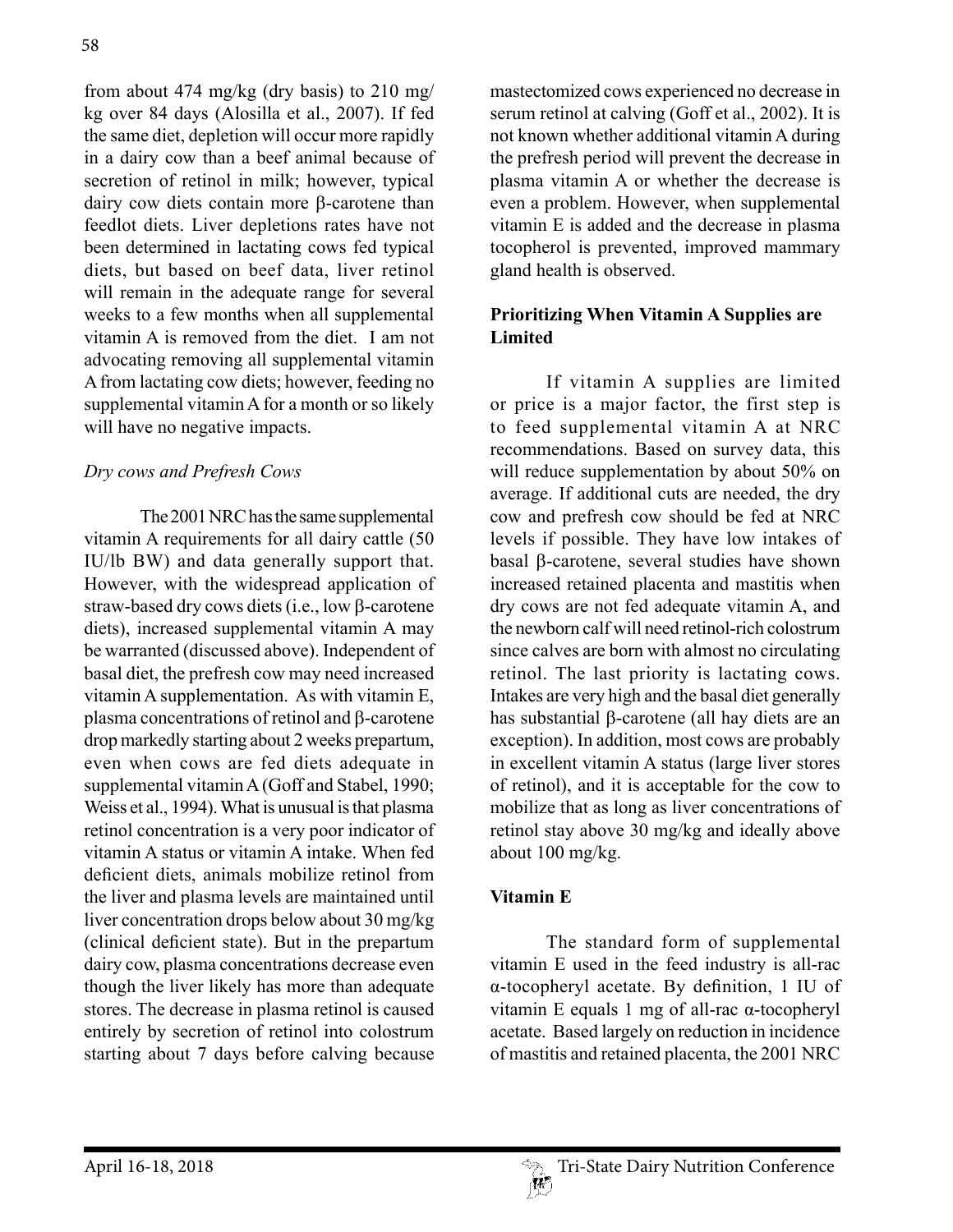from about 474 mg/kg (dry basis) to 210 mg/kg over 84 days (Alosilla et al., 2007). If fed the same diet, depletion will occur more rapidly in a dairy cow than a beef animal because of secretion of retinol in milk; however, typical dairy cow diets contain more β-carotene than feedlot diets. Liver depletions rates have not been determined in lactating cows fed typical diets, but based on beef data, liver retinol will remain in the adequate range for several weeks to a few months when all supplemental vitamin A is removed from the diet. I am not advocating removing all supplemental vitamin A from lactating cow diets; however, feeding no supplemental vitamin A for a month or so likely will have no negative impacts.

### *Dry cows and Prefresh Cows*

The 2001 NRC has the same supplemental vitamin A requirements for all dairy cattle (50 IU/lb BW) and data generally support that. However, with the widespread application of straw-based dry cows diets (i.e., low β-carotene diets), increased supplemental vitamin A may be warranted (discussed above). Independent of basal diet, the prefresh cow may need increased vitamin A supplementation. As with vitamin E, plasma concentrations of retinol and β-carotene drop markedly starting about 2 weeks prepartum, even when cows are fed diets adequate in supplemental vitamin A (Goff and Stabel, 1990; Weiss et al., 1994). What is unusual is that plasma retinol concentration is a very poor indicator of vitamin A status or vitamin A intake. When fed deficient diets, animals mobilize retinol from the liver and plasma levels are maintained until liver concentration drops below about 30 mg/kg (clinical deficient state). But in the prepartum dairy cow, plasma concentrations decrease even though the liver likely has more than adequate stores. The decrease in plasma retinol is caused entirely by secretion of retinol into colostrum starting about 7 days before calving because mastectomized cows experienced no decrease in serum retinol at calving (Goff et al., 2002). It is not known whether additional vitamin A during the prefresh period will prevent the decrease in plasma vitamin A or whether the decrease is even a problem. However, when supplemental vitamin E is added and the decrease in plasma tocopherol is prevented, improved mammary gland health is observed.

## Prioritizing When Vitamin A Supplies are Limited

If vitamin A supplies are limited or price is a major factor, the first step is to feed supplemental vitamin A at NRC recommendations. Based on survey data, this will reduce supplementation by about 50% on average. If additional cuts are needed, the dry cow and prefresh cow should be fed at NRC levels if possible. They have low intakes of basal β-carotene, several studies have shown increased retained placenta and mastitis when dry cows are not fed adequate vitamin A, and the newborn calf will need retinol-rich colostrum since calves are born with almost no circulating retinol. The last priority is lactating cows. Intakes are very high and the basal diet generally has substantial β-carotene (all hay diets are an exception). In addition, most cows are probably in excellent vitamin A status (large liver stores of retinol), and it is acceptable for the cow to mobilize that as long as liver concentrations of retinol stay above 30 mg/kg and ideally above about 100 mg/kg.

## Vitamin E

The standard form of supplemental vitamin E used in the feed industry is all-rac α-tocopheryl acetate. By definition, 1 IU of vitamin E equals 1 mg of all-rac α-tocopheryl acetate. Based largely on reduction in incidence of mastitis and retained placenta, the 2001 NRC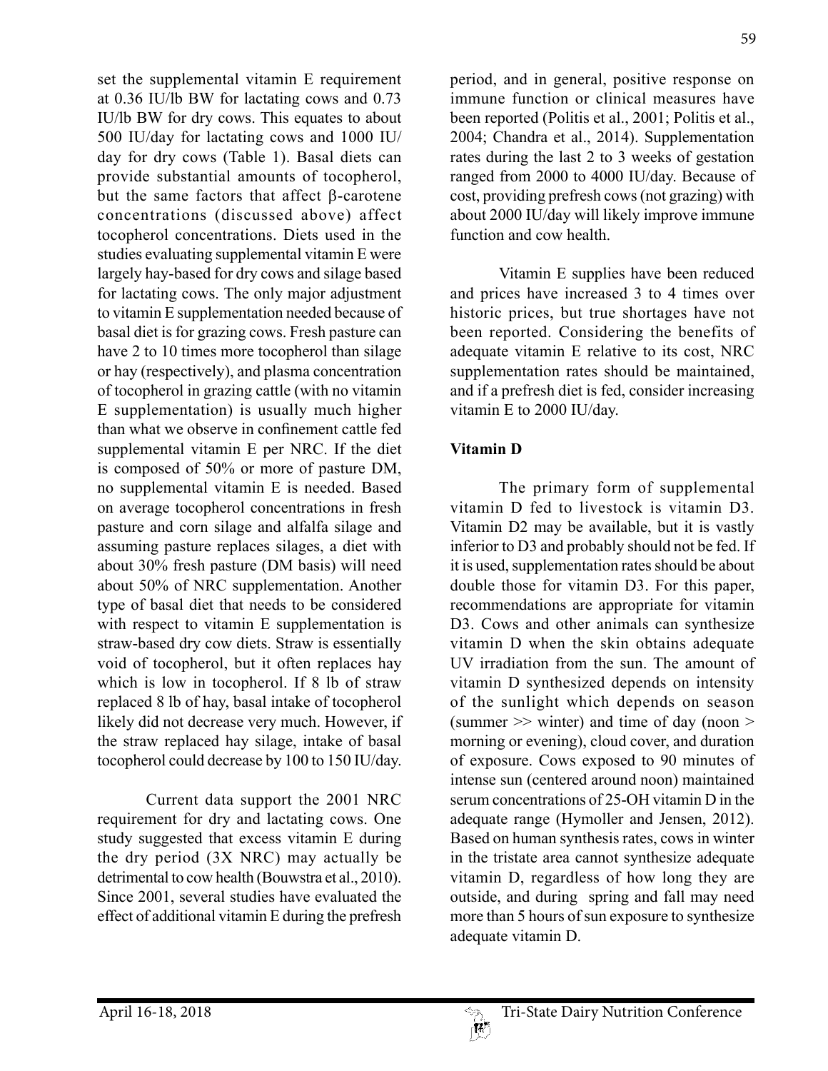set the supplemental vitamin E requirement at 0.36 IU/lb BW for lactating cows and 0.73 IU/lb BW for dry cows. This equates to about 500 IU/day for lactating cows and 1000 IU/day for dry cows (Table 1). Basal diets can provide substantial amounts of tocopherol, but the same factors that affect β-carotene concentrations (discussed above) affect tocopherol concentrations. Diets used in the studies evaluating supplemental vitamin E were largely hay-based for dry cows and silage based for lactating cows. The only major adjustment to vitamin E supplementation needed because of basal diet is for grazing cows. Fresh pasture can have 2 to 10 times more tocopherol than silage or hay (respectively), and plasma concentration of tocopherol in grazing cattle (with no vitamin E supplementation) is usually much higher than what we observe in confinement cattle fed supplemental vitamin E per NRC. If the diet is composed of 50% or more of pasture DM, no supplemental vitamin E is needed. Based on average tocopherol concentrations in fresh pasture and corn silage and alfalfa silage and assuming pasture replaces silages, a diet with about 30% fresh pasture (DM basis) will need about 50% of NRC supplementation. Another type of basal diet that needs to be considered with respect to vitamin E supplementation is straw-based dry cow diets. Straw is essentially void of tocopherol, but it often replaces hay which is low in tocopherol. If 8 lb of straw replaced 8 lb of hay, basal intake of tocopherol likely did not decrease very much. However, if the straw replaced hay silage, intake of basal tocopherol could decrease by 100 to 150 IU/day.

Current data support the 2001 NRC requirement for dry and lactating cows. One study suggested that excess vitamin E during the dry period (3X NRC) may actually be detrimental to cow health (Bouwstra et al., 2010). Since 2001, several studies have evaluated the effect of additional vitamin E during the prefresh period, and in general, positive response on immune function or clinical measures have been reported (Politis et al., 2001; Politis et al., 2004; Chandra et al., 2014). Supplementation rates during the last 2 to 3 weeks of gestation ranged from 2000 to 4000 IU/day. Because of cost, providing prefresh cows (not grazing) with about 2000 IU/day will likely improve immune function and cow health.

Vitamin E supplies have been reduced and prices have increased 3 to 4 times over historic prices, but true shortages have not been reported. Considering the benefits of adequate vitamin E relative to its cost, NRC supplementation rates should be maintained, and if a prefresh diet is fed, consider increasing vitamin E to 2000 IU/day.

**Vitamin D**

The primary form of supplemental vitamin D fed to livestock is vitamin D3. Vitamin D2 may be available, but it is vastly inferior to D3 and probably should not be fed. If it is used, supplementation rates should be about double those for vitamin D3. For this paper, recommendations are appropriate for vitamin D3. Cows and other animals can synthesize vitamin D when the skin obtains adequate UV irradiation from the sun. The amount of vitamin D synthesized depends on intensity of the sunlight which depends on season (summer >> winter) and time of day (noon > morning or evening), cloud cover, and duration of exposure. Cows exposed to 90 minutes of intense sun (centered around noon) maintained serum concentrations of 25-OH vitamin D in the adequate range (Hymoller and Jensen, 2012). Based on human synthesis rates, cows in winter in the tristate area cannot synthesize adequate vitamin D, regardless of how long they are outside, and during spring and fall may need more than 5 hours of sun exposure to synthesize adequate vitamin D.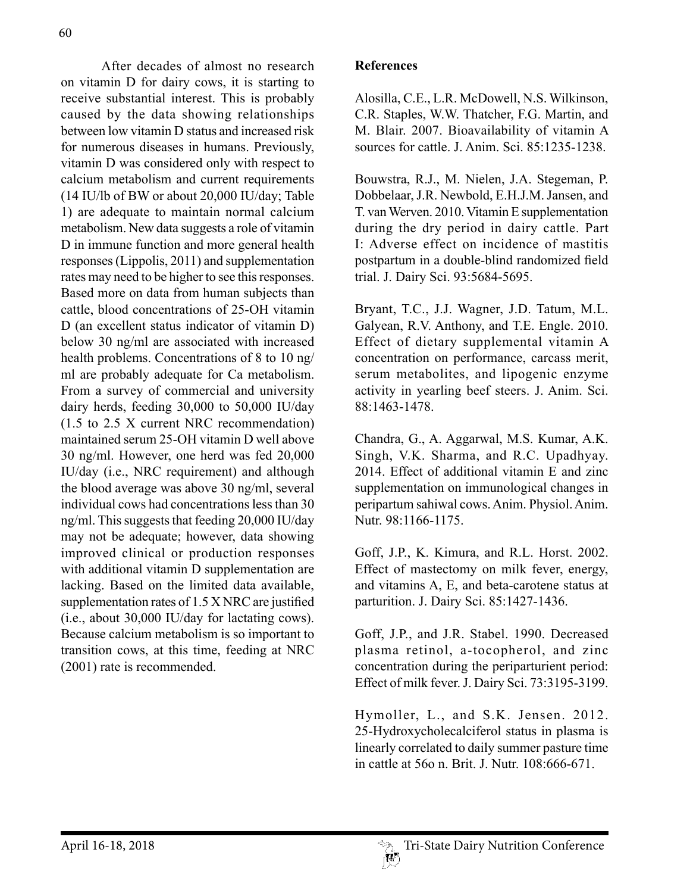After decades of almost no research on vitamin D for dairy cows, it is starting to receive substantial interest. This is probably caused by the data showing relationships between low vitamin D status and increased risk for numerous diseases in humans. Previously, vitamin D was considered only with respect to calcium metabolism and current requirements (14 IU/lb of BW or about 20,000 IU/day; Table 1) are adequate to maintain normal calcium metabolism. New data suggests a role of vitamin D in immune function and more general health responses (Lippolis, 2011) and supplementation rates may need to be higher to see this responses. Based more on data from human subjects than cattle, blood concentrations of 25-OH vitamin D (an excellent status indicator of vitamin D) below 30 ng/ml are associated with increased health problems. Concentrations of 8 to 10 ng/ml are probably adequate for Ca metabolism. From a survey of commercial and university dairy herds, feeding 30,000 to 50,000 IU/day (1.5 to 2.5 X current NRC recommendation) maintained serum 25-OH vitamin D well above 30 ng/ml. However, one herd was fed 20,000 IU/day (i.e., NRC requirement) and although the blood average was above 30 ng/ml, several individual cows had concentrations less than 30 ng/ml. This suggests that feeding 20,000 IU/day may not be adequate; however, data showing improved clinical or production responses with additional vitamin D supplementation are lacking. Based on the limited data available, supplementation rates of 1.5 X NRC are justified (i.e., about 30,000 IU/day for lactating cows). Because calcium metabolism is so important to transition cows, at this time, feeding at NRC (2001) rate is recommended.

## References

Alosilla, C.E., L.R. McDowell, N.S. Wilkinson, C.R. Staples, W.W. Thatcher, F.G. Martin, and M. Blair. 2007. Bioavailability of vitamin A sources for cattle. J. Anim. Sci. 85:1235-1238.

Bouwstra, R.J., M. Nielen, J.A. Stegeman, P. Dobbelaar, J.R. Newbold, E.H.J.M. Jansen, and T. van Werven. 2010. Vitamin E supplementation during the dry period in dairy cattle. Part I: Adverse effect on incidence of mastitis postpartum in a double-blind randomized field trial. J. Dairy Sci. 93:5684-5695.

Bryant, T.C., J.J. Wagner, J.D. Tatum, M.L. Galyean, R.V. Anthony, and T.E. Engle. 2010. Effect of dietary supplemental vitamin A concentration on performance, carcass merit, serum metabolites, and lipogenic enzyme activity in yearling beef steers. J. Anim. Sci. 88:1463-1478.

Chandra, G., A. Aggarwal, M.S. Kumar, A.K. Singh, V.K. Sharma, and R.C. Upadhyay. 2014. Effect of additional vitamin E and zinc supplementation on immunological changes in peripartum sahiwal cows. Anim. Physiol. Anim. Nutr. 98:1166-1175.

Goff, J.P., K. Kimura, and R.L. Horst. 2002. Effect of mastectomy on milk fever, energy, and vitamins A, E, and beta-carotene status at parturition. J. Dairy Sci. 85:1427-1436.

Goff, J.P., and J.R. Stabel. 1990. Decreased plasma retinol, a-tocopherol, and zinc concentration during the periparturient period: Effect of milk fever. J. Dairy Sci. 73:3195-3199.

Hymoller, L., and S.K. Jensen. 2012. 25-Hydroxycholecalciferol status in plasma is linearly correlated to daily summer pasture time in cattle at 56o n. Brit. J. Nutr. 108:666-671.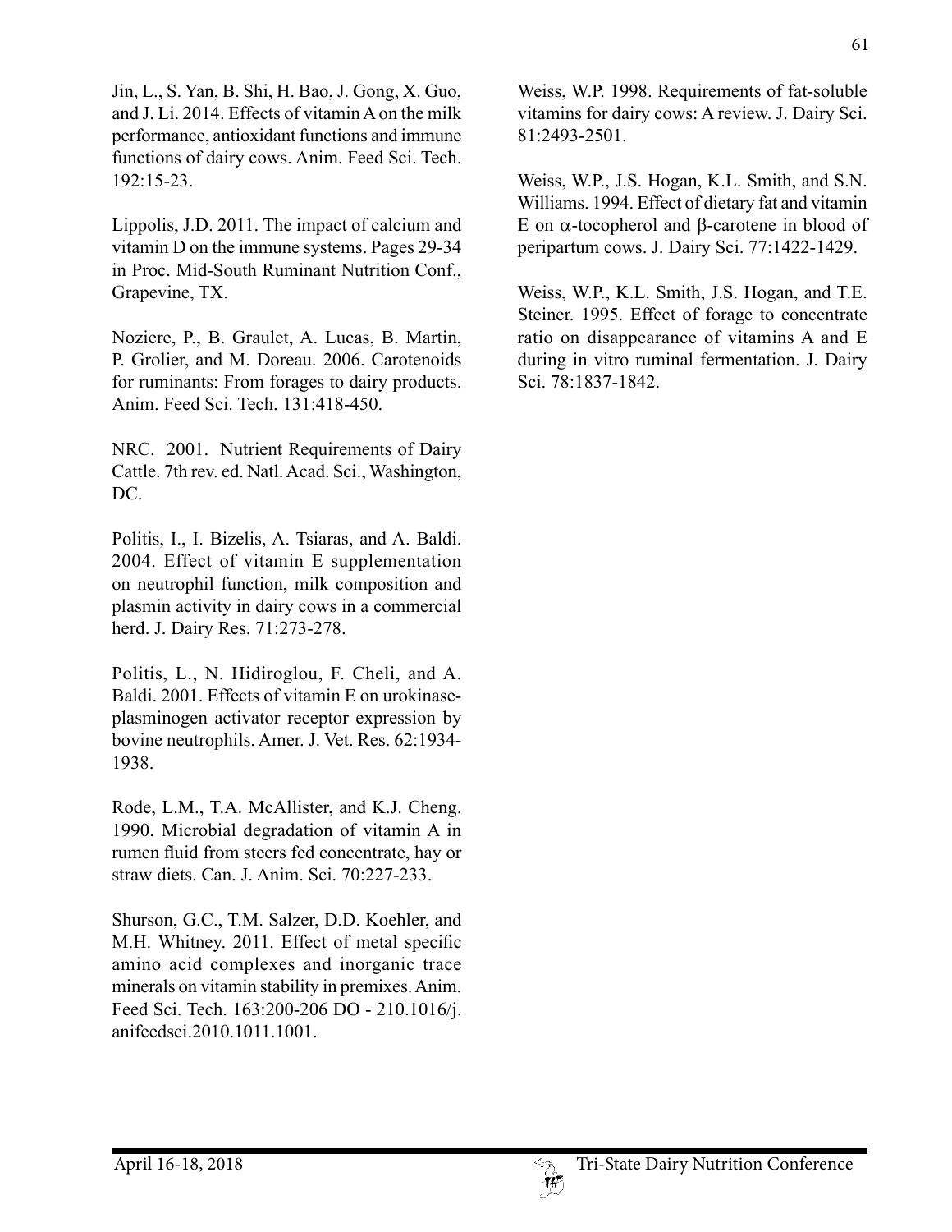Jin, L., S. Yan, B. Shi, H. Bao, J. Gong, X. Guo, and J. Li. 2014. Effects of vitamin A on the milk performance, antioxidant functions and immune functions of dairy cows. Anim. Feed Sci. Tech. 192:15-23.

Lippolis, J.D. 2011. The impact of calcium and vitamin D on the immune systems. Pages 29-34 in Proc. Mid-South Ruminant Nutrition Conf., Grapevine, TX.

Noziere, P., B. Graulet, A. Lucas, B. Martin, P. Grolier, and M. Doreau. 2006. Carotenoids for ruminants: From forages to dairy products. Anim. Feed Sci. Tech. 131:418-450.

NRC. 2001. Nutrient Requirements of Dairy Cattle. 7th rev. ed. Natl. Acad. Sci., Washington, DC.

Politis, I., I. Bizelis, A. Tsiaras, and A. Baldi. 2004. Effect of vitamin E supplementation on neutrophil function, milk composition and plasmin activity in dairy cows in a commercial herd. J. Dairy Res. 71:273-278.

Politis, L., N. Hidiroglou, F. Cheli, and A. Baldi. 2001. Effects of vitamin E on urokinase-plasminogen activator receptor expression by bovine neutrophils. Amer. J. Vet. Res. 62:1934-1938.

Rode, L.M., T.A. McAllister, and K.J. Cheng. 1990. Microbial degradation of vitamin A in rumen fluid from steers fed concentrate, hay or straw diets. Can. J. Anim. Sci. 70:227-233.

Shurson, G.C., T.M. Salzer, D.D. Koehler, and M.H. Whitney. 2011. Effect of metal specific amino acid complexes and inorganic trace minerals on vitamin stability in premixes. Anim. Feed Sci. Tech. 163:200-206 DO - 210.1016/j. anifeedsci.2010.1011.1001.

Weiss, W.P. 1998. Requirements of fat-soluble vitamins for dairy cows: A review. J. Dairy Sci. 81:2493-2501.

Weiss, W.P., J.S. Hogan, K.L. Smith, and S.N. Williams. 1994. Effect of dietary fat and vitamin E on α-tocopherol and β-carotene in blood of peripartum cows. J. Dairy Sci. 77:1422-1429.

Weiss, W.P., K.L. Smith, J.S. Hogan, and T.E. Steiner. 1995. Effect of forage to concentrate ratio on disappearance of vitamins A and E during in vitro ruminal fermentation. J. Dairy Sci. 78:1837-1842.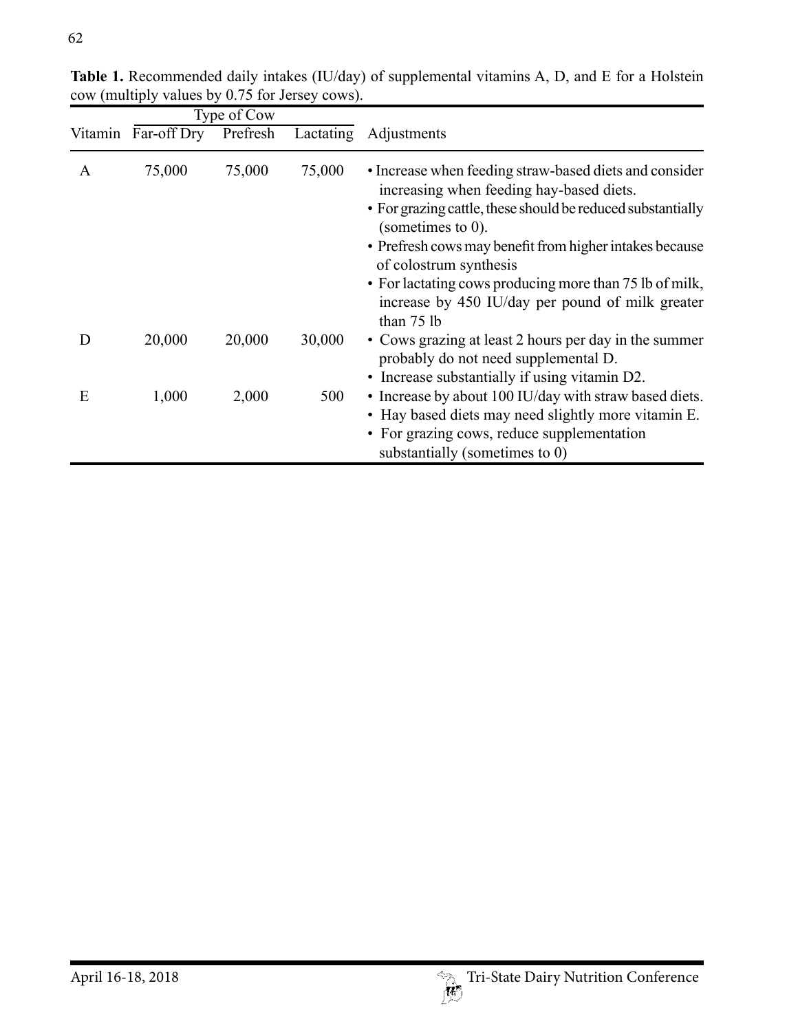**Table 1.** Recommended daily intakes (IU/day) of supplemental vitamins A, D, and E for a Holstein cow (multiply values by 0.75 for Jersey cows).

| | Type of Cow | | | |
|---|---|---|---|---|
| Vitamin | Far-off Dry | Prefresh | Lactating | Adjustments |
| A | 75,000 | 75,000 | 75,000 | • Increase when feeding straw-based diets and consider increasing when feeding hay-based diets.<br>• For grazing cattle, these should be reduced substantially (sometimes to 0).<br>• Prefresh cows may benefit from higher intakes because of colostrum synthesis<br>• For lactating cows producing more than 75 lb of milk, increase by 450 IU/day per pound of milk greater than 75 lb |
| D | 20,000 | 20,000 | 30,000 | • Cows grazing at least 2 hours per day in the summer probably do not need supplemental D.<br>• Increase substantially if using vitamin D2. |
| E | 1,000 | 2,000 | 500 | • Increase by about 100 IU/day with straw based diets.<br>• Hay based diets may need slightly more vitamin E.<br>• For grazing cows, reduce supplementation substantially (sometimes to 0) |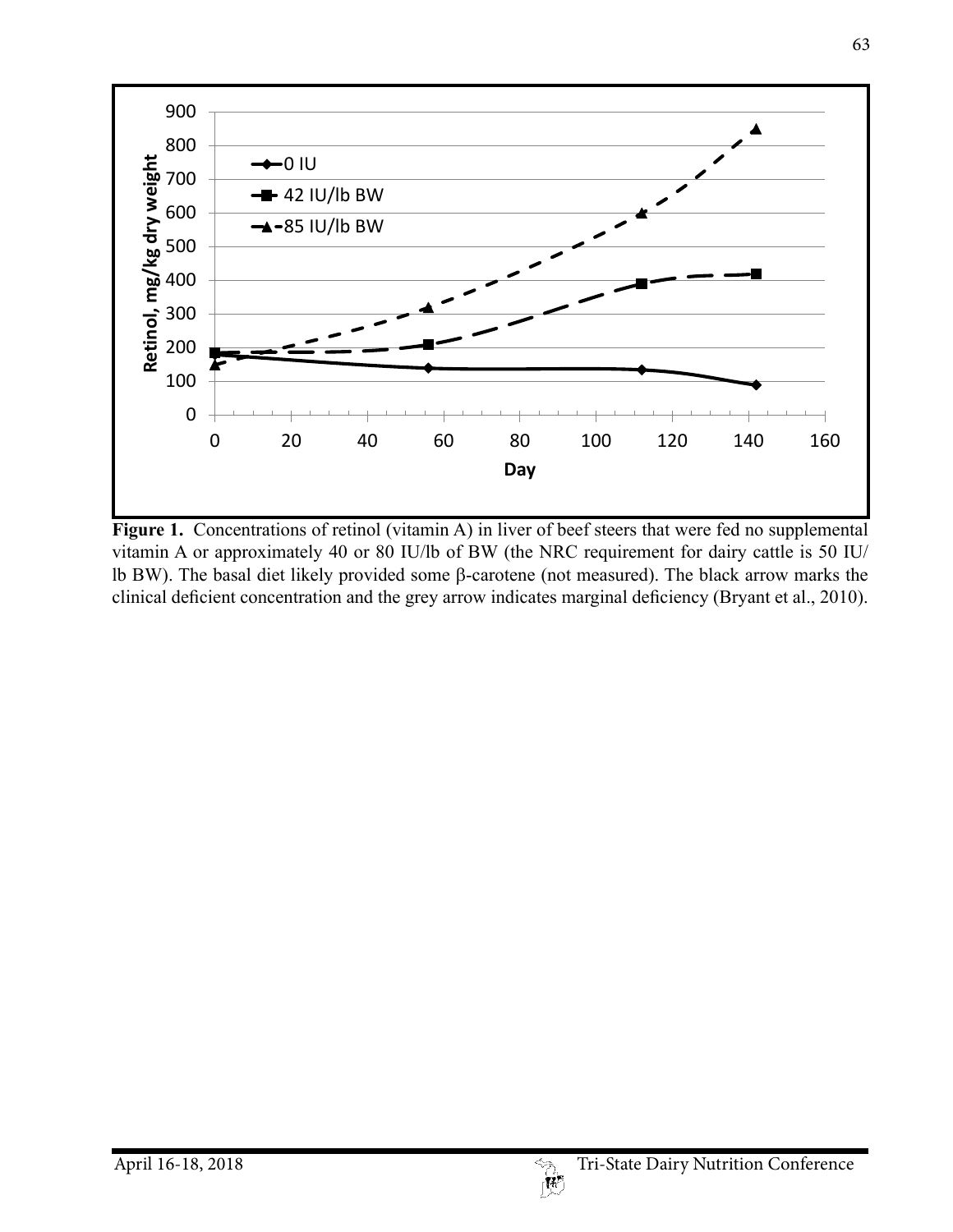Figure 1. Concentrations of retinol (vitamin A) in liver of beef steers that were fed no supplemental vitamin A or approximately 40 or 80 IU/lb of BW (the NRC requirement for dairy cattle is 50 IU/lb BW). The basal diet likely provided some β-carotene (not measured). The black arrow marks the clinical deficient concentration and the grey arrow indicates marginal deficiency (Bryant et al., 2010).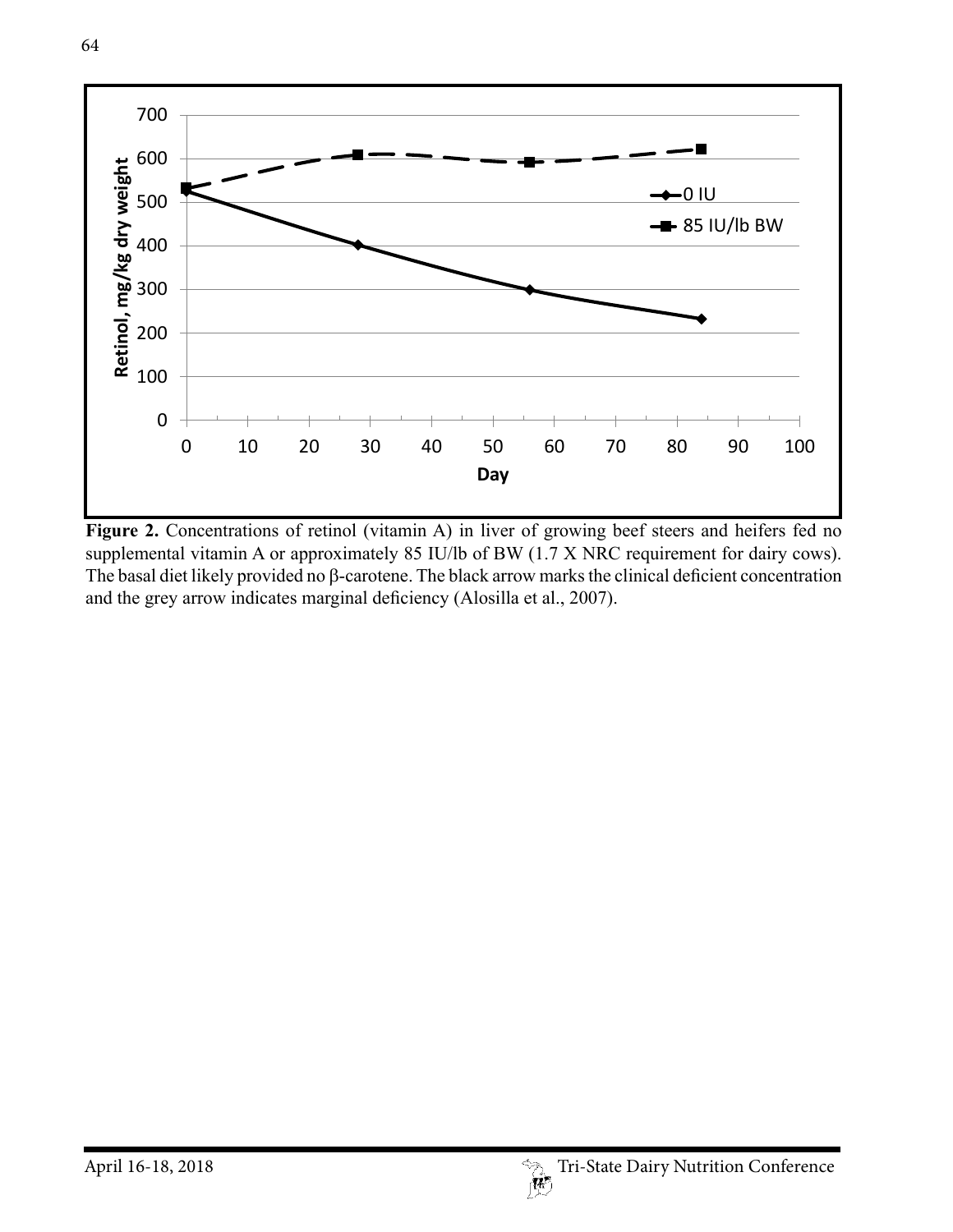700
600
500
400
300
200
100
0

Retinol, mg/kg dry weight

0 10 20 30 40 50 60 70 80 90 100

Day

0 IU

85 IU/lb BW

**Figure 2.** Concentrations of retinol (vitamin A) in liver of growing beef steers and heifers fed no supplemental vitamin A or approximately 85 IU/lb of BW (1.7 X NRC requirement for dairy cows). The basal diet likely provided no β-carotene. The black arrow marks the clinical deficient concentration and the grey arrow indicates marginal deficiency (Alosilla et al., 2007).